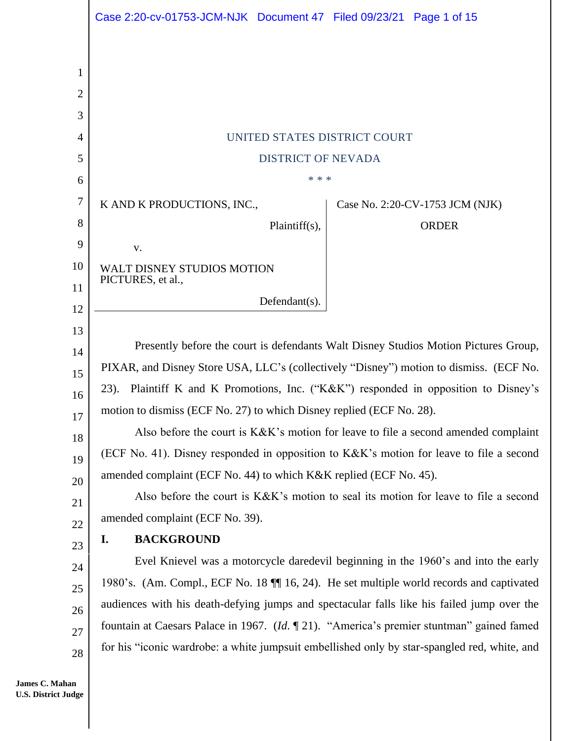UNITED STATES DISTRICT COURT

DISTRICT OF NEVADA

\* \* \*

K AND K PRODUCTIONS, INC.,

Plaintiff(s),

v.

WALT DISNEY STUDIOS MOTION PICTURES, et al.,

Defendant(s).

Case No. 2:20-CV-1753 JCM (NJK)

ORDER

Presently before the court is defendants Walt Disney Studios Motion Pictures Group, PIXAR, and Disney Store USA, LLC's (collectively "Disney") motion to dismiss. (ECF No. 23). Plaintiff K and K Promotions, Inc. ("K&K") responded in opposition to Disney's motion to dismiss (ECF No. 27) to which Disney replied (ECF No. 28).

Also before the court is K&K's motion for leave to file a second amended complaint (ECF No. 41). Disney responded in opposition to K&K's motion for leave to file a second amended complaint (ECF No. 44) to which K&K replied (ECF No. 45).

Also before the court is K&K's motion to seal its motion for leave to file a second amended complaint (ECF No. 39).

## I. BACKGROUND

Evel Knievel was a motorcycle daredevil beginning in the 1960's and into the early 1980's. (Am. Compl., ECF No. 18 ¶¶ 16, 24). He set multiple world records and captivated audiences with his death-defying jumps and spectacular falls like his failed jump over the fountain at Caesars Palace in 1967. (*Id*. ¶ 21). "America's premier stuntman" gained famed for his "iconic wardrobe: a white jumpsuit embellished only by star-spangled red, white, and

James C. Mahan
U.S. District Judge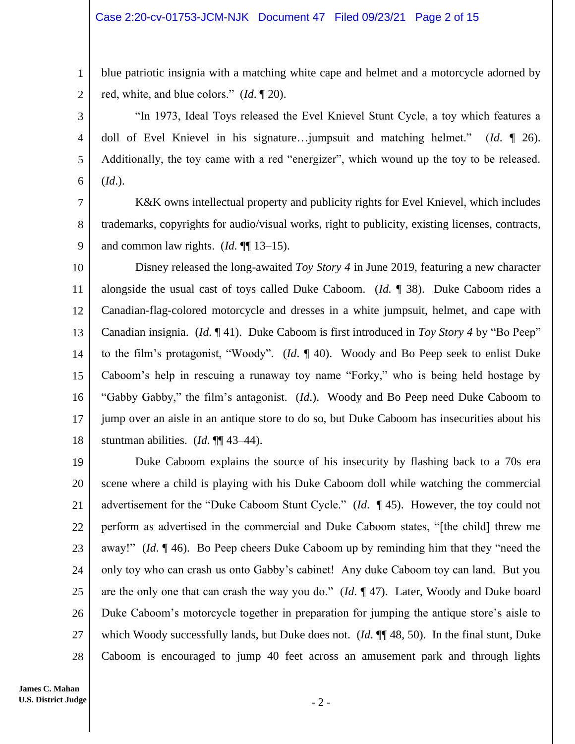blue patriotic insignia with a matching white cape and helmet and a motorcycle adorned by red, white, and blue colors." (*Id*. ¶ 20).

"In 1973, Ideal Toys released the Evel Knievel Stunt Cycle, a toy which features a doll of Evel Knievel in his signature…jumpsuit and matching helmet." (*Id*. ¶ 26). Additionally, the toy came with a red "energizer", which wound up the toy to be released. (*Id*.).

K&K owns intellectual property and publicity rights for Evel Knievel, which includes trademarks, copyrights for audio/visual works, right to publicity, existing licenses, contracts, and common law rights. (*Id.* ¶¶ 13–15).

Disney released the long-awaited *Toy Story 4* in June 2019, featuring a new character alongside the usual cast of toys called Duke Caboom. (*Id.* ¶ 38). Duke Caboom rides a Canadian-flag-colored motorcycle and dresses in a white jumpsuit, helmet, and cape with Canadian insignia. (*Id*. ¶ 41). Duke Caboom is first introduced in *Toy Story 4* by "Bo Peep" to the film's protagonist, "Woody". (*Id*. ¶ 40). Woody and Bo Peep seek to enlist Duke Caboom's help in rescuing a runaway toy name "Forky," who is being held hostage by "Gabby Gabby," the film's antagonist. (*Id*.). Woody and Bo Peep need Duke Caboom to jump over an aisle in an antique store to do so, but Duke Caboom has insecurities about his stuntman abilities. (*Id.* ¶¶ 43–44).

Duke Caboom explains the source of his insecurity by flashing back to a 70s era scene where a child is playing with his Duke Caboom doll while watching the commercial advertisement for the "Duke Caboom Stunt Cycle." (*Id*. ¶ 45). However, the toy could not perform as advertised in the commercial and Duke Caboom states, "[the child] threw me away!" (*Id*. ¶ 46). Bo Peep cheers Duke Caboom up by reminding him that they "need the only toy who can crash us onto Gabby's cabinet! Any duke Caboom toy can land. But you are the only one that can crash the way you do." (*Id*. ¶ 47). Later, Woody and Duke board Duke Caboom's motorcycle together in preparation for jumping the antique store's aisle to which Woody successfully lands, but Duke does not. (*Id*. ¶¶ 48, 50). In the final stunt, Duke Caboom is encouraged to jump 40 feet across an amusement park and through lights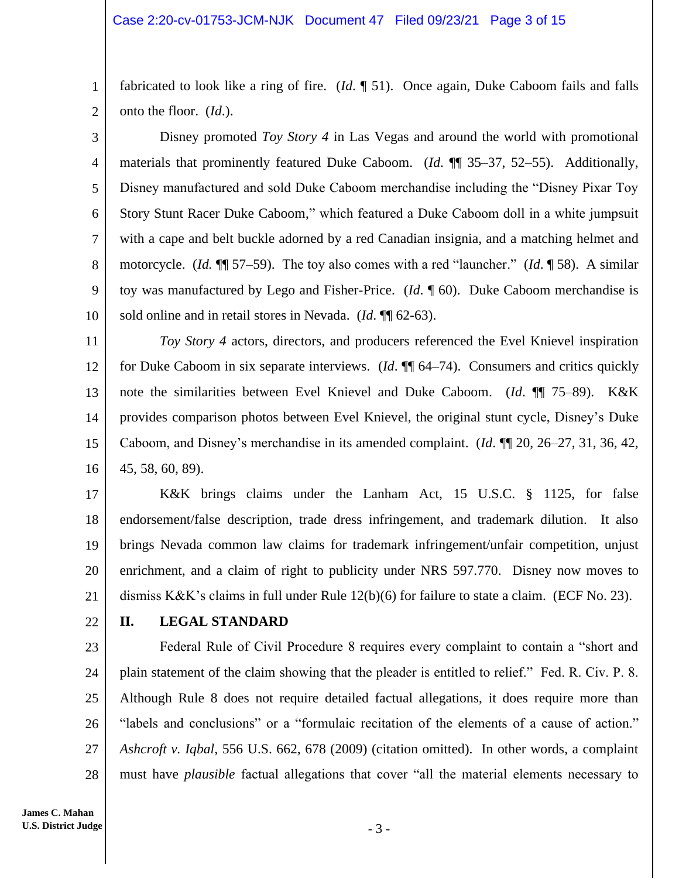fabricated to look like a ring of fire. (*Id.* ¶ 51). Once again, Duke Caboom fails and falls onto the floor. (*Id.*).

Disney promoted *Toy Story 4* in Las Vegas and around the world with promotional materials that prominently featured Duke Caboom. (*Id.* ¶¶ 35–37, 52–55). Additionally, Disney manufactured and sold Duke Caboom merchandise including the "Disney Pixar Toy Story Stunt Racer Duke Caboom," which featured a Duke Caboom doll in a white jumpsuit with a cape and belt buckle adorned by a red Canadian insignia, and a matching helmet and motorcycle. (*Id.* ¶¶ 57–59). The toy also comes with a red "launcher." (*Id.* ¶ 58). A similar toy was manufactured by Lego and Fisher-Price. (*Id.* ¶ 60). Duke Caboom merchandise is sold online and in retail stores in Nevada. (*Id*. ¶¶ 62-63).

*Toy Story 4* actors, directors, and producers referenced the Evel Knievel inspiration for Duke Caboom in six separate interviews. (*Id*. ¶¶ 64–74). Consumers and critics quickly note the similarities between Evel Knievel and Duke Caboom. (*Id*. ¶¶ 75–89). K&K provides comparison photos between Evel Knievel, the original stunt cycle, Disney's Duke Caboom, and Disney's merchandise in its amended complaint. (*Id*. ¶¶ 20, 26–27, 31, 36, 42, 45, 58, 60, 89).

K&K brings claims under the Lanham Act, 15 U.S.C. § 1125, for false endorsement/false description, trade dress infringement, and trademark dilution. It also brings Nevada common law claims for trademark infringement/unfair competition, unjust enrichment, and a claim of right to publicity under NRS 597.770. Disney now moves to dismiss K&K's claims in full under Rule 12(b)(6) for failure to state a claim. (ECF No. 23).

## II. LEGAL STANDARD

Federal Rule of Civil Procedure 8 requires every complaint to contain a "short and plain statement of the claim showing that the pleader is entitled to relief." Fed. R. Civ. P. 8. Although Rule 8 does not require detailed factual allegations, it does require more than "labels and conclusions" or a "formulaic recitation of the elements of a cause of action." *Ashcroft v. Iqbal*, 556 U.S. 662, 678 (2009) (citation omitted). In other words, a complaint must have *plausible* factual allegations that cover "all the material elements necessary to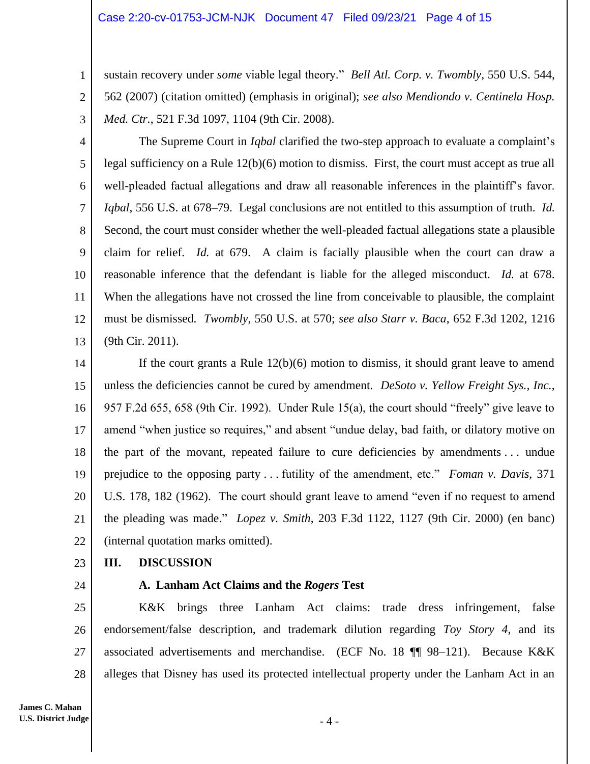sustain recovery under *some* viable legal theory." *Bell Atl. Corp. v. Twombly*, 550 U.S. 544, 562 (2007) (citation omitted) (emphasis in original); *see also Mendiondo v. Centinela Hosp. Med. Ctr.*, 521 F.3d 1097, 1104 (9th Cir. 2008).

The Supreme Court in *Iqbal* clarified the two-step approach to evaluate a complaint's legal sufficiency on a Rule 12(b)(6) motion to dismiss. First, the court must accept as true all well-pleaded factual allegations and draw all reasonable inferences in the plaintiff's favor. *Iqbal*, 556 U.S. at 678–79. Legal conclusions are not entitled to this assumption of truth. *Id.* Second, the court must consider whether the well-pleaded factual allegations state a plausible claim for relief. *Id.* at 679. A claim is facially plausible when the court can draw a reasonable inference that the defendant is liable for the alleged misconduct. *Id.* at 678. When the allegations have not crossed the line from conceivable to plausible, the complaint must be dismissed. *Twombly*, 550 U.S. at 570; *see also Starr v. Baca*, 652 F.3d 1202, 1216 (9th Cir. 2011).

If the court grants a Rule 12(b)(6) motion to dismiss, it should grant leave to amend unless the deficiencies cannot be cured by amendment. *DeSoto v. Yellow Freight Sys., Inc.*, 957 F.2d 655, 658 (9th Cir. 1992). Under Rule 15(a), the court should "freely" give leave to amend "when justice so requires," and absent "undue delay, bad faith, or dilatory motive on the part of the movant, repeated failure to cure deficiencies by amendments . . . undue prejudice to the opposing party . . . futility of the amendment, etc." *Foman v. Davis*, 371 U.S. 178, 182 (1962). The court should grant leave to amend "even if no request to amend the pleading was made." *Lopez v. Smith*, 203 F.3d 1122, 1127 (9th Cir. 2000) (en banc) (internal quotation marks omitted).

## III. DISCUSSION

### A. Lanham Act Claims and the *Rogers* Test

K&K brings three Lanham Act claims: trade dress infringement, false endorsement/false description, and trademark dilution regarding *Toy Story 4*, and its associated advertisements and merchandise. (ECF No. 18 ¶¶ 98–121). Because K&K alleges that Disney has used its protected intellectual property under the Lanham Act in an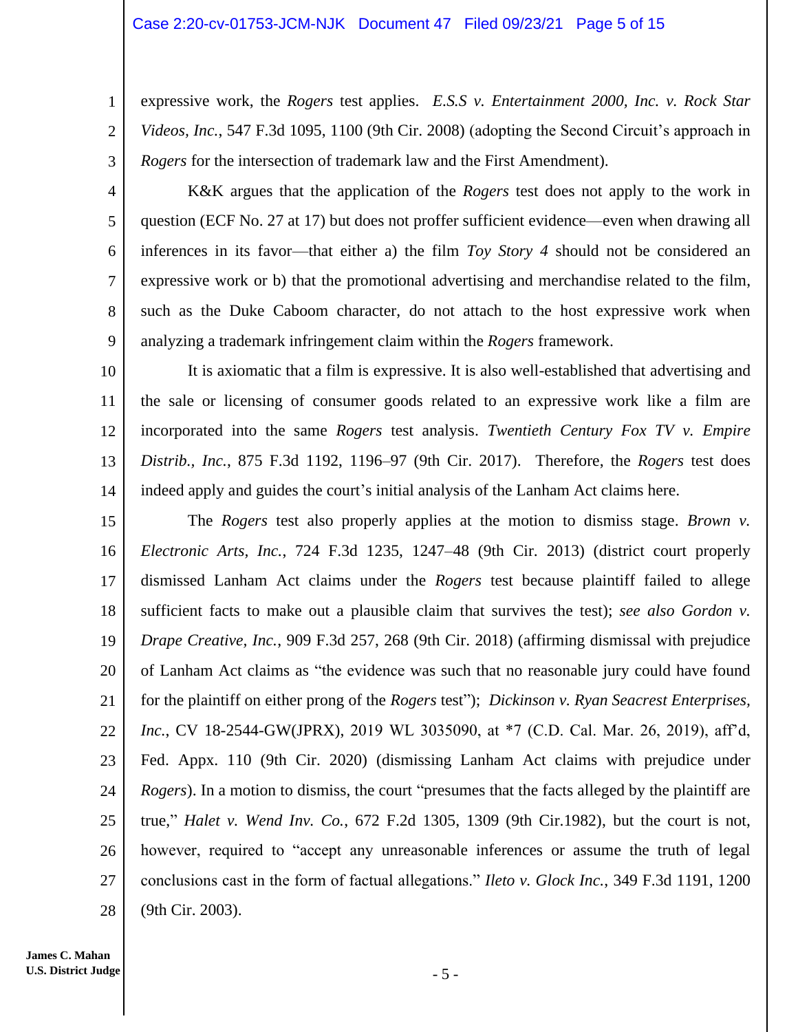expressive work, the *Rogers* test applies. *E.S.S v. Entertainment 2000, Inc. v. Rock Star Videos, Inc.*, 547 F.3d 1095, 1100 (9th Cir. 2008) (adopting the Second Circuit's approach in *Rogers* for the intersection of trademark law and the First Amendment).

K&K argues that the application of the *Rogers* test does not apply to the work in question (ECF No. 27 at 17) but does not proffer sufficient evidence—even when drawing all inferences in its favor—that either a) the film *Toy Story 4* should not be considered an expressive work or b) that the promotional advertising and merchandise related to the film, such as the Duke Caboom character, do not attach to the host expressive work when analyzing a trademark infringement claim within the *Rogers* framework.

It is axiomatic that a film is expressive. It is also well-established that advertising and the sale or licensing of consumer goods related to an expressive work like a film are incorporated into the same *Rogers* test analysis. *Twentieth Century Fox TV v. Empire Distrib., Inc.*, 875 F.3d 1192, 1196–97 (9th Cir. 2017). Therefore, the *Rogers* test does indeed apply and guides the court's initial analysis of the Lanham Act claims here.

The *Rogers* test also properly applies at the motion to dismiss stage. *Brown v. Electronic Arts, Inc.*, 724 F.3d 1235, 1247–48 (9th Cir. 2013) (district court properly dismissed Lanham Act claims under the *Rogers* test because plaintiff failed to allege sufficient facts to make out a plausible claim that survives the test); *see also Gordon v. Drape Creative, Inc.*, 909 F.3d 257, 268 (9th Cir. 2018) (affirming dismissal with prejudice of Lanham Act claims as "the evidence was such that no reasonable jury could have found for the plaintiff on either prong of the *Rogers* test"); *Dickinson v. Ryan Seacrest Enterprises, Inc.*, CV 18-2544-GW(JPRX), 2019 WL 3035090, at *7 (C.D. Cal. Mar. 26, 2019), aff'd, Fed. Appx. 110 (9th Cir. 2020) (dismissing Lanham Act claims with prejudice under *Rogers*). In a motion to dismiss, the court "presumes that the facts alleged by the plaintiff are true," *Halet v. Wend Inv. Co.*, 672 F.2d 1305, 1309 (9th Cir.1982), but the court is not, however, required to "accept any unreasonable inferences or assume the truth of legal conclusions cast in the form of factual allegations." *Ileto v. Glock Inc.*, 349 F.3d 1191, 1200 (9th Cir. 2003).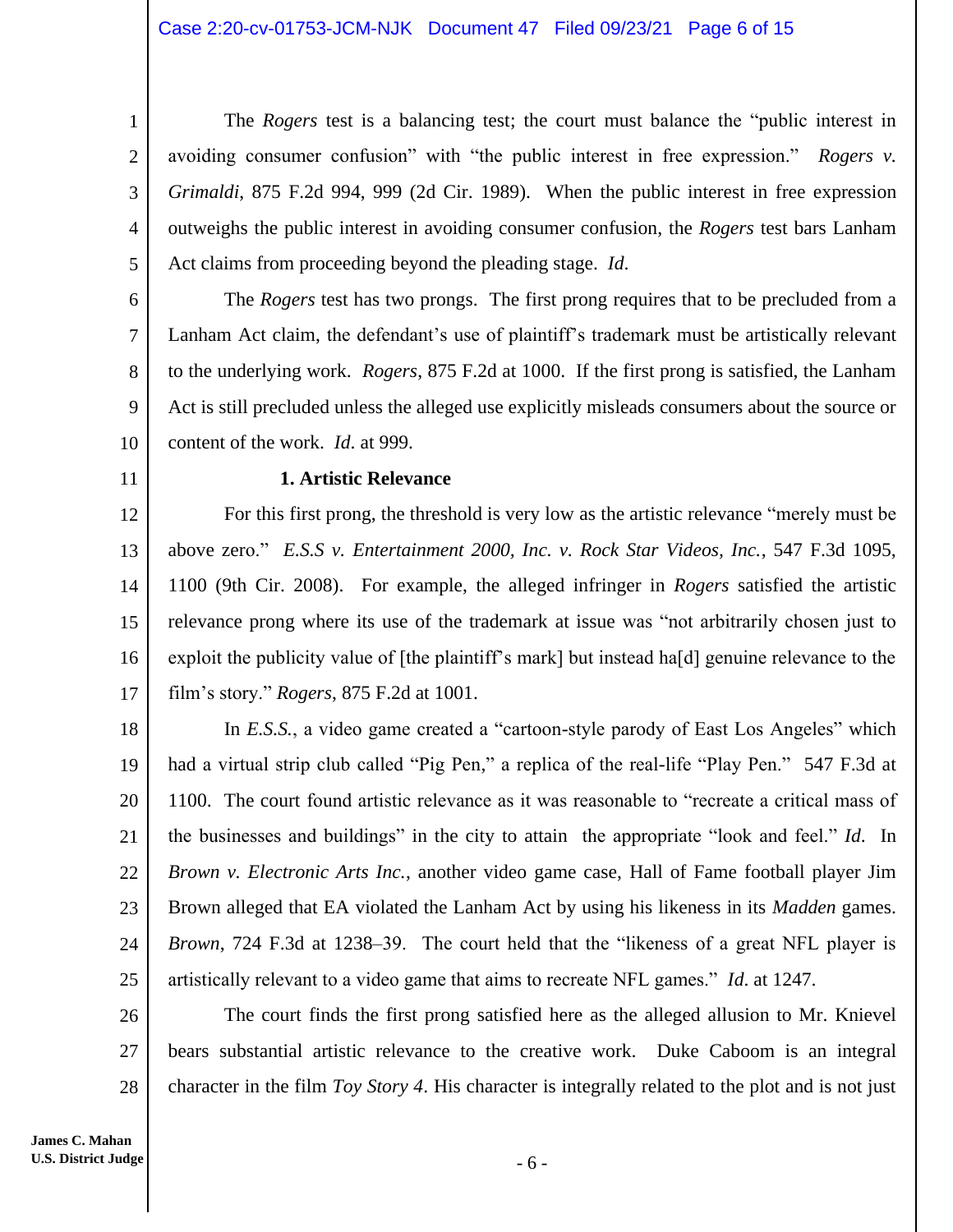The *Rogers* test is a balancing test; the court must balance the "public interest in avoiding consumer confusion" with "the public interest in free expression." *Rogers v. Grimaldi*, 875 F.2d 994, 999 (2d Cir. 1989). When the public interest in free expression outweighs the public interest in avoiding consumer confusion, the *Rogers* test bars Lanham Act claims from proceeding beyond the pleading stage. *Id.*

The *Rogers* test has two prongs. The first prong requires that to be precluded from a Lanham Act claim, the defendant's use of plaintiff's trademark must be artistically relevant to the underlying work. *Rogers*, 875 F.2d at 1000. If the first prong is satisfied, the Lanham Act is still precluded unless the alleged use explicitly misleads consumers about the source or content of the work. *Id*. at 999.

**1. Artistic Relevance**

For this first prong, the threshold is very low as the artistic relevance "merely must be above zero." *E.S.S v. Entertainment 2000, Inc. v. Rock Star Videos, Inc.*, 547 F.3d 1095, 1100 (9th Cir. 2008). For example, the alleged infringer in *Rogers* satisfied the artistic relevance prong where its use of the trademark at issue was "not arbitrarily chosen just to exploit the publicity value of [the plaintiff's mark] but instead ha[d] genuine relevance to the film's story." *Rogers*, 875 F.2d at 1001.

In *E.S.S.*, a video game created a "cartoon-style parody of East Los Angeles" which had a virtual strip club called "Pig Pen," a replica of the real-life "Play Pen." 547 F.3d at 1100. The court found artistic relevance as it was reasonable to "recreate a critical mass of the businesses and buildings" in the city to attain the appropriate "look and feel." *Id*. In *Brown v. Electronic Arts Inc.*, another video game case, Hall of Fame football player Jim Brown alleged that EA violated the Lanham Act by using his likeness in its *Madden* games. *Brown*, 724 F.3d at 1238–39. The court held that the "likeness of a great NFL player is artistically relevant to a video game that aims to recreate NFL games." *Id*. at 1247.

The court finds the first prong satisfied here as the alleged allusion to Mr. Knievel bears substantial artistic relevance to the creative work. Duke Caboom is an integral character in the film *Toy Story 4*. His character is integrally related to the plot and is not just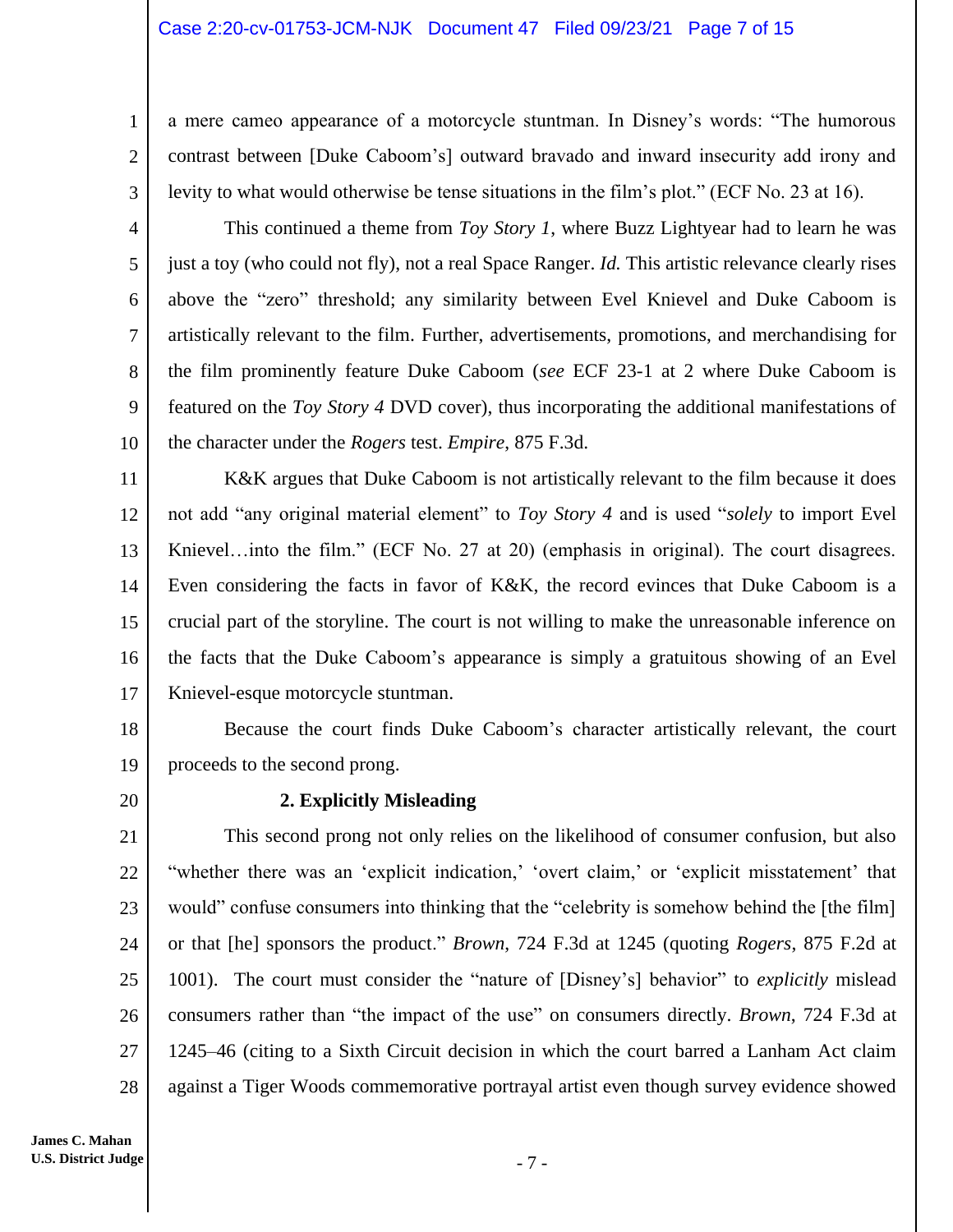a mere cameo appearance of a motorcycle stuntman. In Disney's words: "The humorous contrast between [Duke Caboom's] outward bravado and inward insecurity add irony and levity to what would otherwise be tense situations in the film's plot." (ECF No. 23 at 16).

This continued a theme from *Toy Story 1*, where Buzz Lightyear had to learn he was just a toy (who could not fly), not a real Space Ranger. *Id.* This artistic relevance clearly rises above the "zero" threshold; any similarity between Evel Knievel and Duke Caboom is artistically relevant to the film. Further, advertisements, promotions, and merchandising for the film prominently feature Duke Caboom (*see* ECF 23-1 at 2 where Duke Caboom is featured on the *Toy Story 4* DVD cover), thus incorporating the additional manifestations of the character under the *Rogers* test. *Empire*, 875 F.3d.

K&K argues that Duke Caboom is not artistically relevant to the film because it does not add "any original material element" to *Toy Story 4* and is used "*solely* to import Evel Knievel…into the film." (ECF No. 27 at 20) (emphasis in original). The court disagrees. Even considering the facts in favor of K&K, the record evinces that Duke Caboom is a crucial part of the storyline. The court is not willing to make the unreasonable inference on the facts that the Duke Caboom's appearance is simply a gratuitous showing of an Evel Knievel-esque motorcycle stuntman.

Because the court finds Duke Caboom's character artistically relevant, the court proceeds to the second prong.

**2. Explicitly Misleading**

This second prong not only relies on the likelihood of consumer confusion, but also "whether there was an 'explicit indication,' 'overt claim,' or 'explicit misstatement' that would" confuse consumers into thinking that the "celebrity is somehow behind the [the film] or that [he] sponsors the product." *Brown*, 724 F.3d at 1245 (quoting *Rogers*, 875 F.2d at 1001). The court must consider the "nature of [Disney's] behavior" to *explicitly* mislead consumers rather than "the impact of the use" on consumers directly. *Brown*, 724 F.3d at 1245–46 (citing to a Sixth Circuit decision in which the court barred a Lanham Act claim against a Tiger Woods commemorative portrayal artist even though survey evidence showed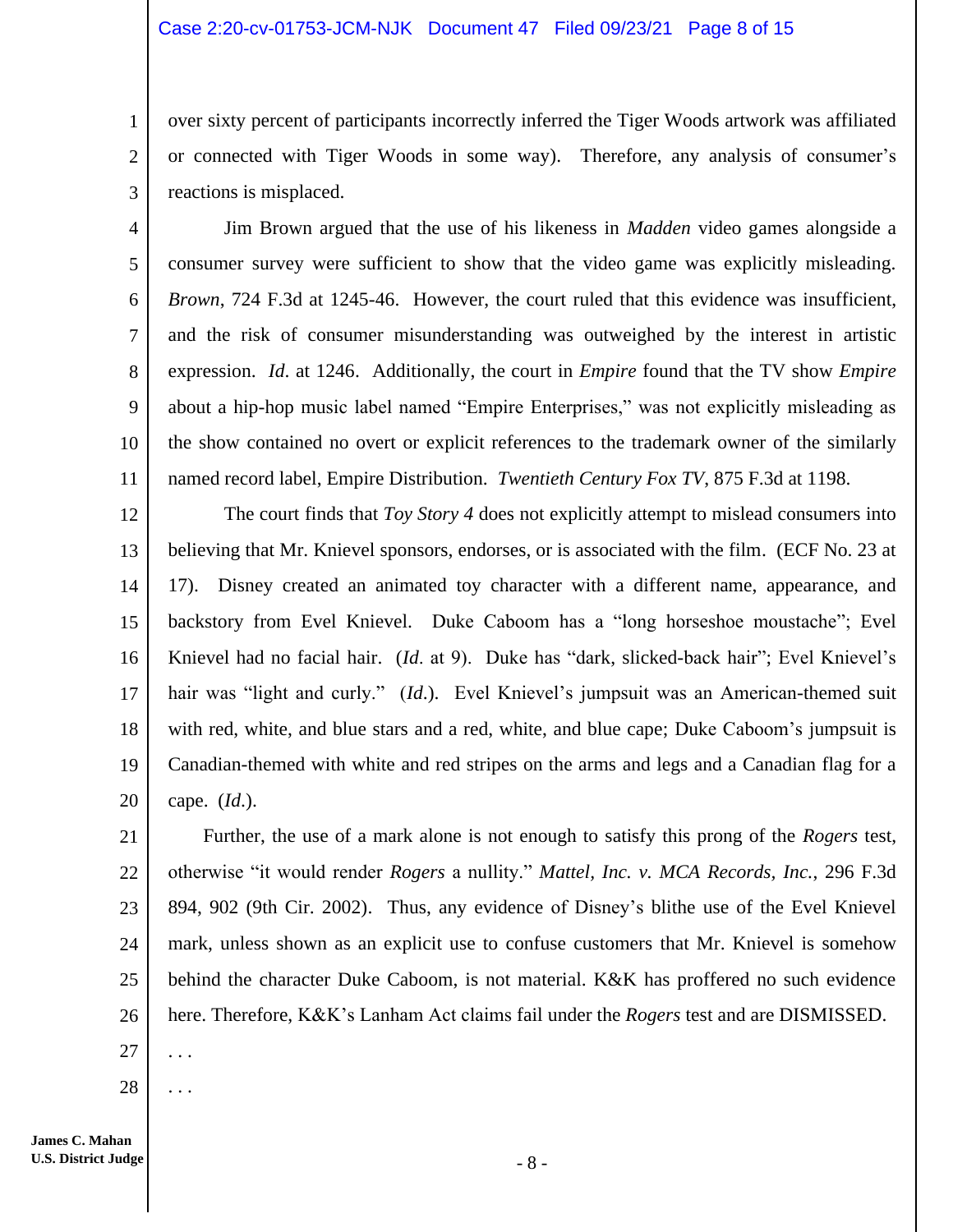over sixty percent of participants incorrectly inferred the Tiger Woods artwork was affiliated or connected with Tiger Woods in some way). Therefore, any analysis of consumer's reactions is misplaced.

Jim Brown argued that the use of his likeness in *Madden* video games alongside a consumer survey were sufficient to show that the video game was explicitly misleading. *Brown*, 724 F.3d at 1245-46. However, the court ruled that this evidence was insufficient, and the risk of consumer misunderstanding was outweighed by the interest in artistic expression. *Id*. at 1246. Additionally, the court in *Empire* found that the TV show *Empire* about a hip-hop music label named "Empire Enterprises," was not explicitly misleading as the show contained no overt or explicit references to the trademark owner of the similarly named record label, Empire Distribution. *Twentieth Century Fox TV*, 875 F.3d at 1198.

The court finds that *Toy Story 4* does not explicitly attempt to mislead consumers into believing that Mr. Knievel sponsors, endorses, or is associated with the film. (ECF No. 23 at 17). Disney created an animated toy character with a different name, appearance, and backstory from Evel Knievel. Duke Caboom has a "long horseshoe moustache"; Evel Knievel had no facial hair. (*Id*. at 9). Duke has "dark, slicked-back hair"; Evel Knievel's hair was "light and curly." (*Id*.). Evel Knievel's jumpsuit was an American-themed suit with red, white, and blue stars and a red, white, and blue cape; Duke Caboom's jumpsuit is Canadian-themed with white and red stripes on the arms and legs and a Canadian flag for a cape. (*Id*.).

Further, the use of a mark alone is not enough to satisfy this prong of the *Rogers* test, otherwise "it would render *Rogers* a nullity." *Mattel, Inc. v. MCA Records, Inc.*, 296 F.3d 894, 902 (9th Cir. 2002). Thus, any evidence of Disney's blithe use of the Evel Knievel mark, unless shown as an explicit use to confuse customers that Mr. Knievel is somehow behind the character Duke Caboom, is not material. K&K has proffered no such evidence here. Therefore, K&K's Lanham Act claims fail under the *Rogers* test and are DISMISSED.

. . .

. . .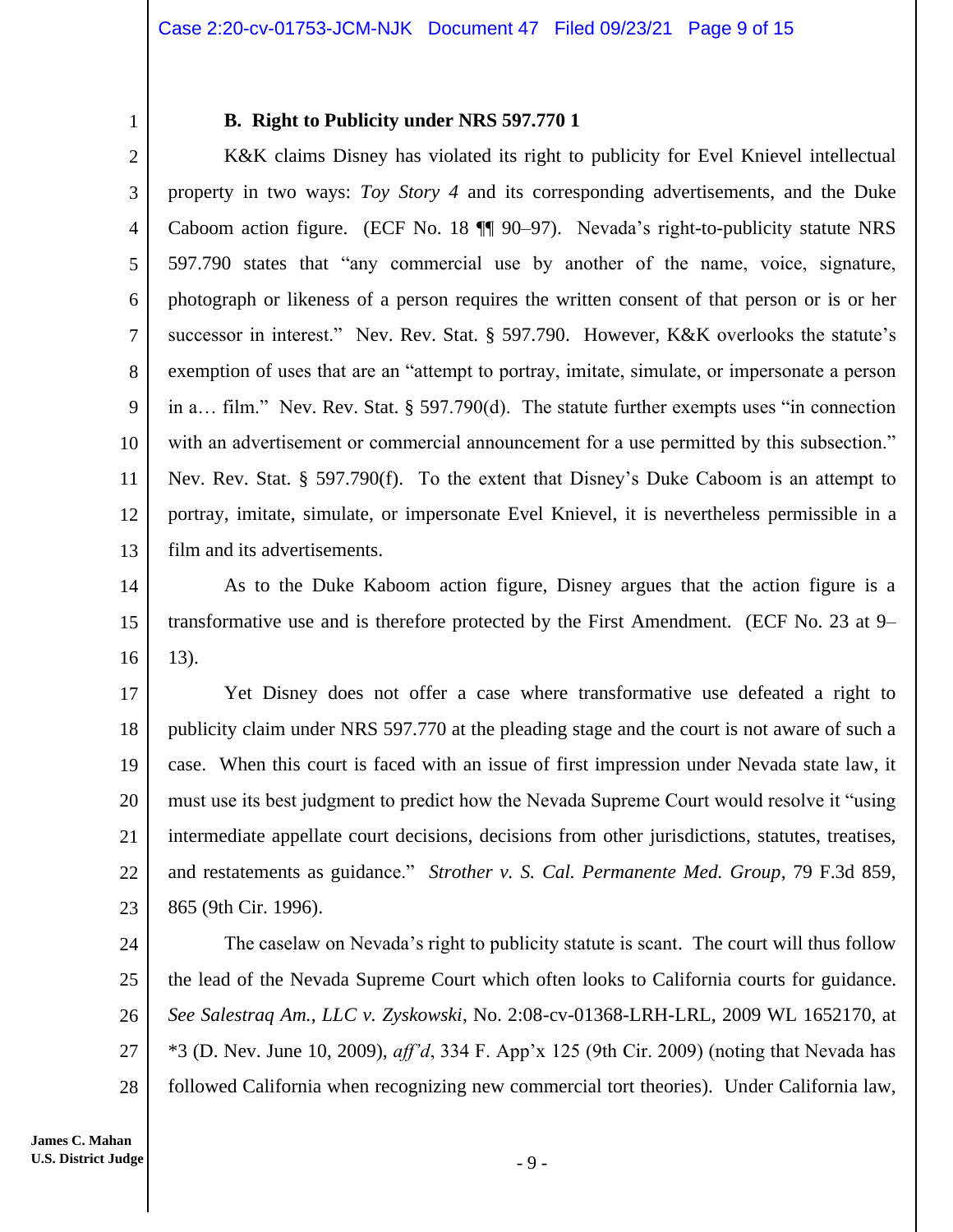**B. Right to Publicity under NRS 597.770 1**

K&K claims Disney has violated its right to publicity for Evel Knievel intellectual property in two ways: *Toy Story 4* and its corresponding advertisements, and the Duke Caboom action figure. (ECF No. 18 ¶¶ 90–97). Nevada's right-to-publicity statute NRS 597.790 states that "any commercial use by another of the name, voice, signature, photograph or likeness of a person requires the written consent of that person or is or her successor in interest." Nev. Rev. Stat. § 597.790. However, K&K overlooks the statute's exemption of uses that are an "attempt to portray, imitate, simulate, or impersonate a person in a… film." Nev. Rev. Stat. § 597.790(d). The statute further exempts uses "in connection with an advertisement or commercial announcement for a use permitted by this subsection." Nev. Rev. Stat. § 597.790(f). To the extent that Disney's Duke Caboom is an attempt to portray, imitate, simulate, or impersonate Evel Knievel, it is nevertheless permissible in a film and its advertisements.

As to the Duke Kaboom action figure, Disney argues that the action figure is a transformative use and is therefore protected by the First Amendment. (ECF No. 23 at 9–13).

Yet Disney does not offer a case where transformative use defeated a right to publicity claim under NRS 597.770 at the pleading stage and the court is not aware of such a case. When this court is faced with an issue of first impression under Nevada state law, it must use its best judgment to predict how the Nevada Supreme Court would resolve it "using intermediate appellate court decisions, decisions from other jurisdictions, statutes, treatises, and restatements as guidance." *Strother v. S. Cal. Permanente Med. Group*, 79 F.3d 859, 865 (9th Cir. 1996).

The caselaw on Nevada's right to publicity statute is scant. The court will thus follow the lead of the Nevada Supreme Court which often looks to California courts for guidance. *See Salestraq Am., LLC v. Zyskowski*, No. 2:08-cv-01368-LRH-LRL, 2009 WL 1652170, at *3 (D. Nev. June 10, 2009), *aff'd*, 334 F. App'x 125 (9th Cir. 2009) (noting that Nevada has followed California when recognizing new commercial tort theories). Under California law,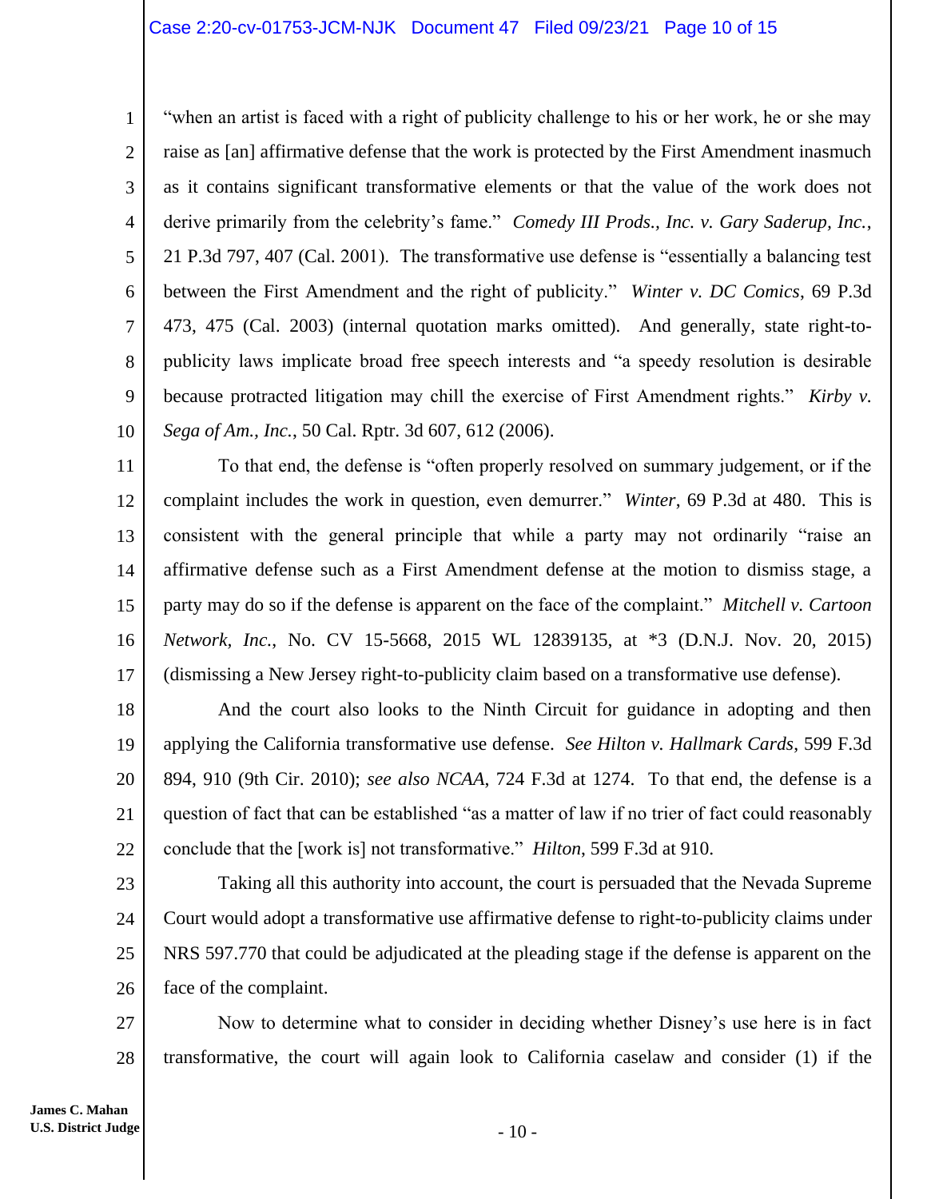"when an artist is faced with a right of publicity challenge to his or her work, he or she may raise as [an] affirmative defense that the work is protected by the First Amendment inasmuch as it contains significant transformative elements or that the value of the work does not derive primarily from the celebrity's fame." *Comedy III Prods., Inc. v. Gary Saderup, Inc.*, 21 P.3d 797, 407 (Cal. 2001). The transformative use defense is "essentially a balancing test between the First Amendment and the right of publicity." *Winter v. DC Comics*, 69 P.3d 473, 475 (Cal. 2003) (internal quotation marks omitted). And generally, state right-to-publicity laws implicate broad free speech interests and "a speedy resolution is desirable because protracted litigation may chill the exercise of First Amendment rights." *Kirby v. Sega of Am., Inc.*, 50 Cal. Rptr. 3d 607, 612 (2006).

To that end, the defense is "often properly resolved on summary judgement, or if the complaint includes the work in question, even demurrer." *Winter*, 69 P.3d at 480. This is consistent with the general principle that while a party may not ordinarily "raise an affirmative defense such as a First Amendment defense at the motion to dismiss stage, a party may do so if the defense is apparent on the face of the complaint." *Mitchell v. Cartoon Network, Inc.*, No. CV 15-5668, 2015 WL 12839135, at *3 (D.N.J. Nov. 20, 2015) (dismissing a New Jersey right-to-publicity claim based on a transformative use defense).

And the court also looks to the Ninth Circuit for guidance in adopting and then applying the California transformative use defense. *See Hilton v. Hallmark Cards*, 599 F.3d 894, 910 (9th Cir. 2010); *see also NCAA*, 724 F.3d at 1274. To that end, the defense is a question of fact that can be established "as a matter of law if no trier of fact could reasonably conclude that the [work is] not transformative." *Hilton*, 599 F.3d at 910.

Taking all this authority into account, the court is persuaded that the Nevada Supreme Court would adopt a transformative use affirmative defense to right-to-publicity claims under NRS 597.770 that could be adjudicated at the pleading stage if the defense is apparent on the face of the complaint.

Now to determine what to consider in deciding whether Disney's use here is in fact transformative, the court will again look to California caselaw and consider (1) if the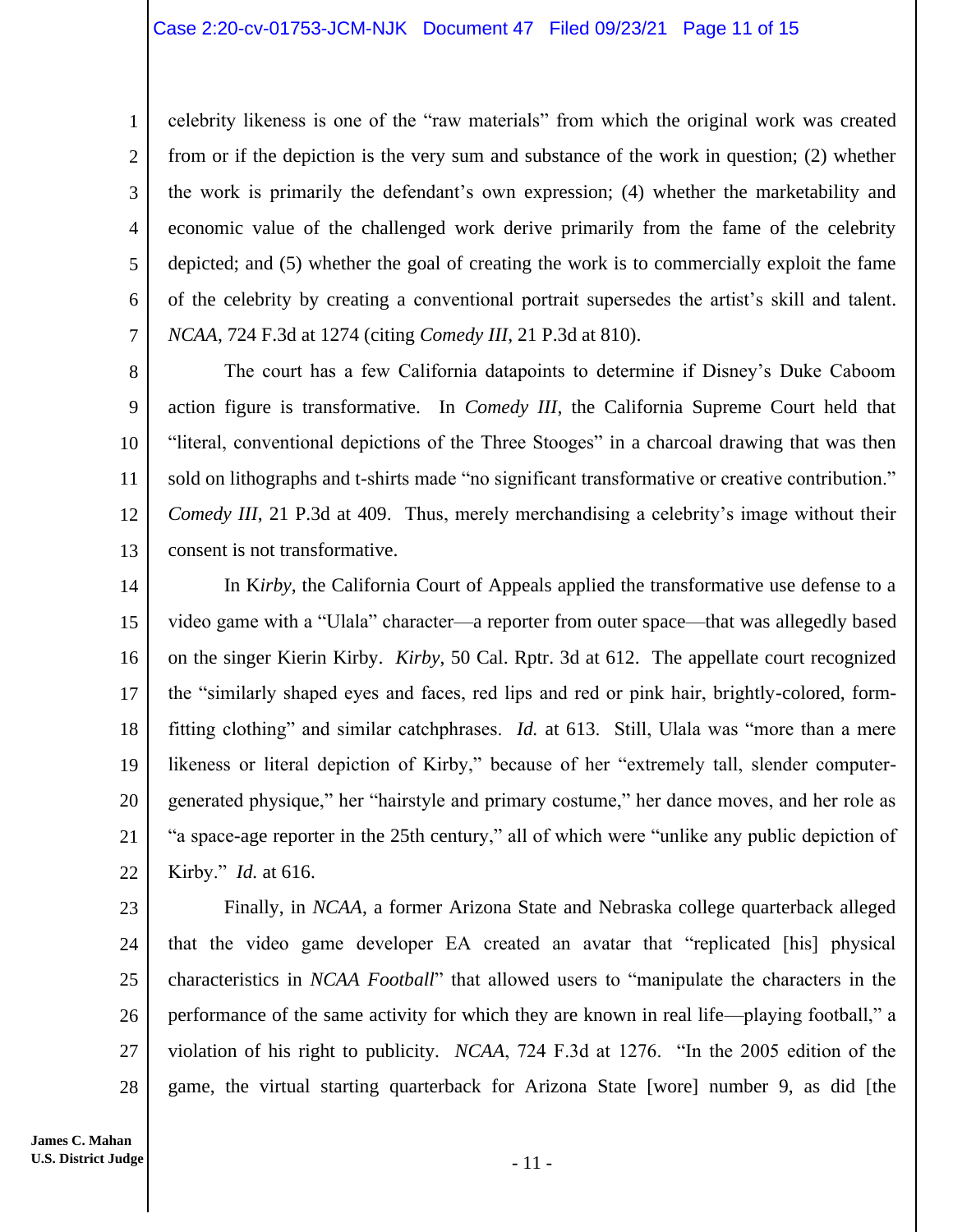celebrity likeness is one of the "raw materials" from which the original work was created from or if the depiction is the very sum and substance of the work in question; (2) whether the work is primarily the defendant's own expression; (4) whether the marketability and economic value of the challenged work derive primarily from the fame of the celebrity depicted; and (5) whether the goal of creating the work is to commercially exploit the fame of the celebrity by creating a conventional portrait supersedes the artist's skill and talent. *NCAA*, 724 F.3d at 1274 (citing *Comedy III*, 21 P.3d at 810).

The court has a few California datapoints to determine if Disney's Duke Caboom action figure is transformative. In *Comedy III*, the California Supreme Court held that "literal, conventional depictions of the Three Stooges" in a charcoal drawing that was then sold on lithographs and t-shirts made "no significant transformative or creative contribution." *Comedy III*, 21 P.3d at 409. Thus, merely merchandising a celebrity's image without their consent is not transformative.

In K*irby*, the California Court of Appeals applied the transformative use defense to a video game with a "Ulala" character—a reporter from outer space—that was allegedly based on the singer Kierin Kirby. *Kirby*, 50 Cal. Rptr. 3d at 612. The appellate court recognized the "similarly shaped eyes and faces, red lips and red or pink hair, brightly-colored, form-fitting clothing" and similar catchphrases. *Id.* at 613. Still, Ulala was "more than a mere likeness or literal depiction of Kirby," because of her "extremely tall, slender computer-generated physique," her "hairstyle and primary costume," her dance moves, and her role as "a space-age reporter in the 25th century," all of which were "unlike any public depiction of Kirby." *Id.* at 616.

Finally, in *NCAA*, a former Arizona State and Nebraska college quarterback alleged that the video game developer EA created an avatar that "replicated [his] physical characteristics in *NCAA Football*" that allowed users to "manipulate the characters in the performance of the same activity for which they are known in real life—playing football," a violation of his right to publicity. *NCAA*, 724 F.3d at 1276. "In the 2005 edition of the game, the virtual starting quarterback for Arizona State [wore] number 9, as did [the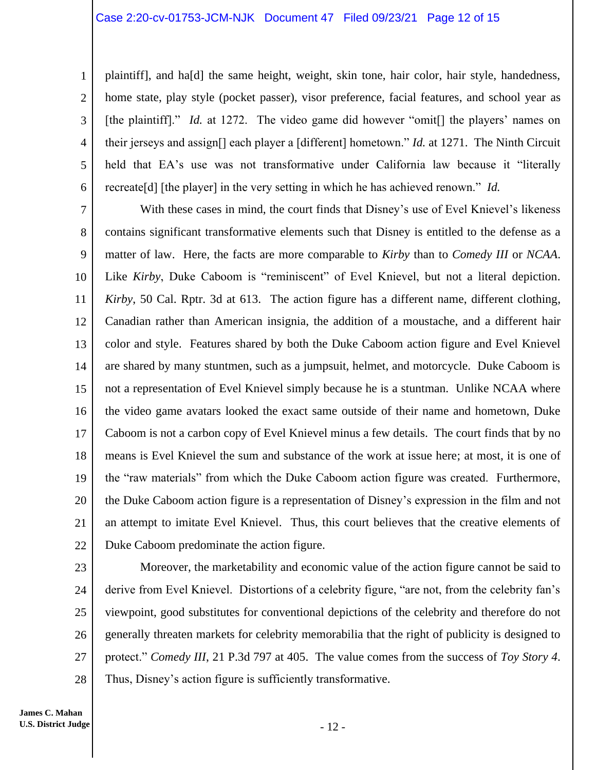plaintiff], and ha[d] the same height, weight, skin tone, hair color, hair style, handedness, home state, play style (pocket passer), visor preference, facial features, and school year as [the plaintiff]." *Id.* at 1272. The video game did however "omit[] the players' names on their jerseys and assign[] each player a [different] hometown." *Id.* at 1271. The Ninth Circuit held that EA's use was not transformative under California law because it "literally recreate[d] [the player] in the very setting in which he has achieved renown." *Id.*

With these cases in mind, the court finds that Disney's use of Evel Knievel's likeness contains significant transformative elements such that Disney is entitled to the defense as a matter of law. Here, the facts are more comparable to *Kirby* than to *Comedy III* or *NCAA*. Like *Kirby*, Duke Caboom is "reminiscent" of Evel Knievel, but not a literal depiction. *Kirby*, 50 Cal. Rptr. 3d at 613. The action figure has a different name, different clothing, Canadian rather than American insignia, the addition of a moustache, and a different hair color and style. Features shared by both the Duke Caboom action figure and Evel Knievel are shared by many stuntmen, such as a jumpsuit, helmet, and motorcycle. Duke Caboom is not a representation of Evel Knievel simply because he is a stuntman. Unlike NCAA where the video game avatars looked the exact same outside of their name and hometown, Duke Caboom is not a carbon copy of Evel Knievel minus a few details. The court finds that by no means is Evel Knievel the sum and substance of the work at issue here; at most, it is one of the "raw materials" from which the Duke Caboom action figure was created. Furthermore, the Duke Caboom action figure is a representation of Disney's expression in the film and not an attempt to imitate Evel Knievel. Thus, this court believes that the creative elements of Duke Caboom predominate the action figure.

Moreover, the marketability and economic value of the action figure cannot be said to derive from Evel Knievel. Distortions of a celebrity figure, "are not, from the celebrity fan's viewpoint, good substitutes for conventional depictions of the celebrity and therefore do not generally threaten markets for celebrity memorabilia that the right of publicity is designed to protect." *Comedy III*, 21 P.3d 797 at 405. The value comes from the success of *Toy Story 4*. Thus, Disney's action figure is sufficiently transformative.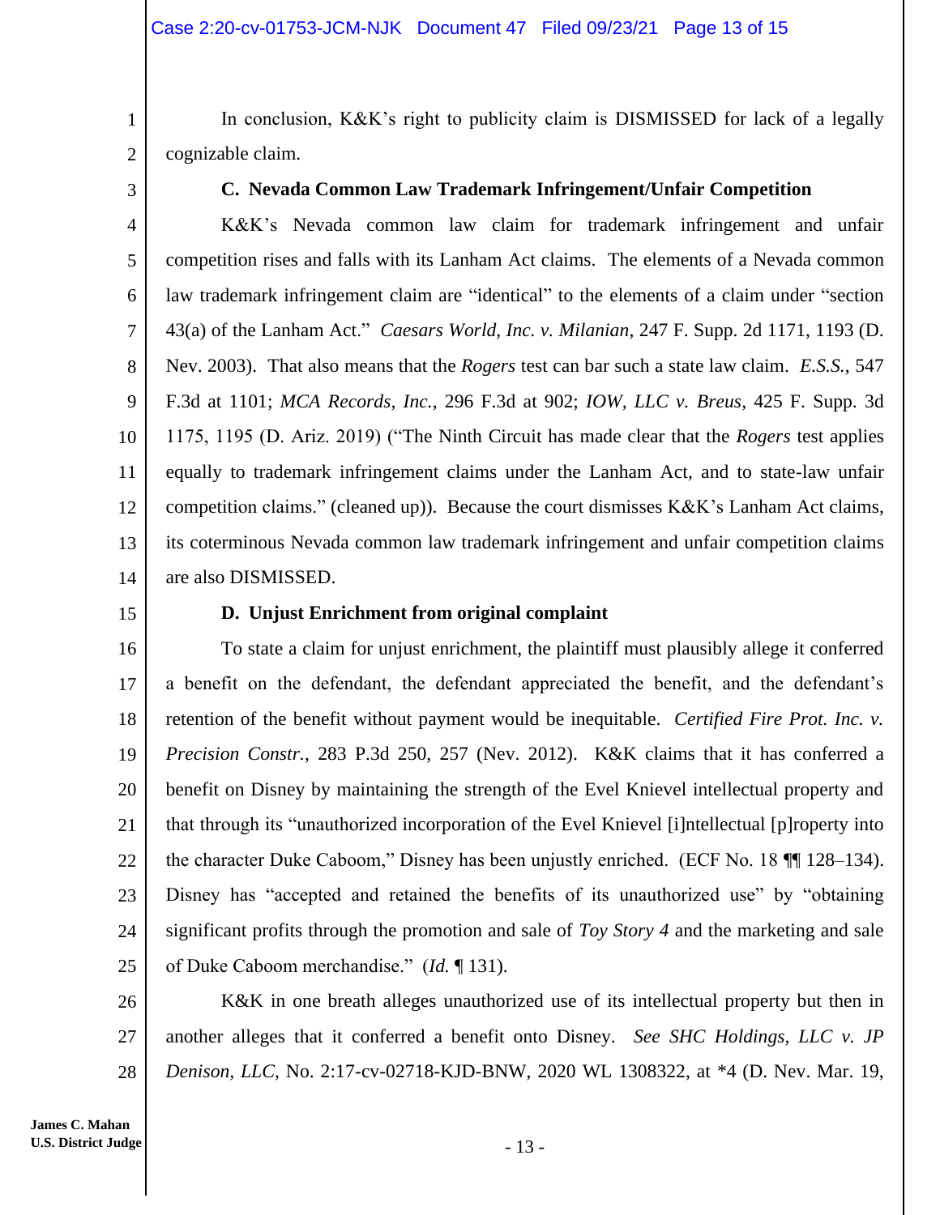In conclusion, K&K's right to publicity claim is DISMISSED for lack of a legally cognizable claim.

### C. Nevada Common Law Trademark Infringement/Unfair Competition

K&K's Nevada common law claim for trademark infringement and unfair competition rises and falls with its Lanham Act claims. The elements of a Nevada common law trademark infringement claim are "identical" to the elements of a claim under "section 43(a) of the Lanham Act." *Caesars World, Inc. v. Milanian*, 247 F. Supp. 2d 1171, 1193 (D. Nev. 2003). That also means that the *Rogers* test can bar such a state law claim. *E.S.S.*, 547 F.3d at 1101; *MCA Records, Inc.*, 296 F.3d at 902; *IOW, LLC v. Breus*, 425 F. Supp. 3d 1175, 1195 (D. Ariz. 2019) ("The Ninth Circuit has made clear that the *Rogers* test applies equally to trademark infringement claims under the Lanham Act, and to state-law unfair competition claims." (cleaned up)). Because the court dismisses K&K's Lanham Act claims, its coterminous Nevada common law trademark infringement and unfair competition claims are also DISMISSED.

### D. Unjust Enrichment from original complaint

To state a claim for unjust enrichment, the plaintiff must plausibly allege it conferred a benefit on the defendant, the defendant appreciated the benefit, and the defendant's retention of the benefit without payment would be inequitable. *Certified Fire Prot. Inc. v. Precision Constr.*, 283 P.3d 250, 257 (Nev. 2012). K&K claims that it has conferred a benefit on Disney by maintaining the strength of the Evel Knievel intellectual property and that through its "unauthorized incorporation of the Evel Knievel [i]ntellectual [p]roperty into the character Duke Caboom," Disney has been unjustly enriched. (ECF No. 18 ¶¶ 128–134). Disney has "accepted and retained the benefits of its unauthorized use" by "obtaining significant profits through the promotion and sale of *Toy Story 4* and the marketing and sale of Duke Caboom merchandise." (*Id.* ¶ 131).

K&K in one breath alleges unauthorized use of its intellectual property but then in another alleges that it conferred a benefit onto Disney. *See SHC Holdings, LLC v. JP Denison, LLC*, No. 2:17-cv-02718-KJD-BNW, 2020 WL 1308322, at *4 (D. Nev. Mar. 19,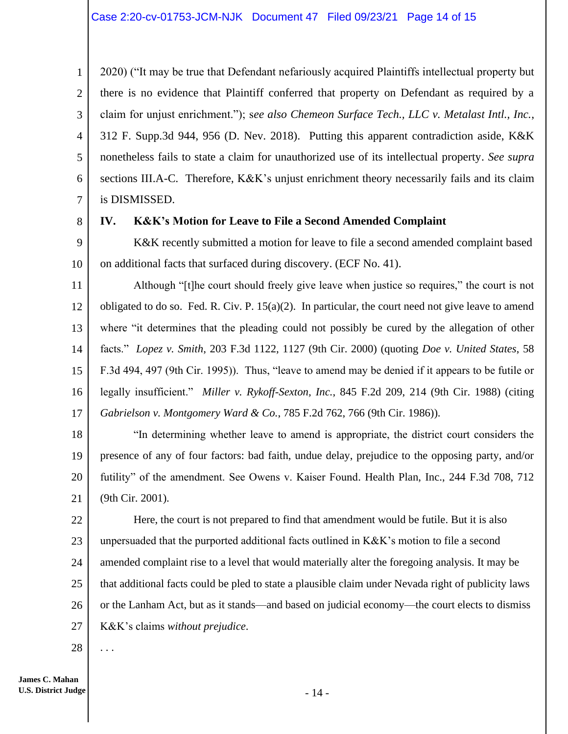2020) ("It may be true that Defendant nefariously acquired Plaintiffs intellectual property but there is no evidence that Plaintiff conferred that property on Defendant as required by a claim for unjust enrichment."); s*ee also Chemeon Surface Tech., LLC v. Metalast Intl., Inc.*, 312 F. Supp.3d 944, 956 (D. Nev. 2018). Putting this apparent contradiction aside, K&K nonetheless fails to state a claim for unauthorized use of its intellectual property. *See supra* sections III.A-C. Therefore, K&K's unjust enrichment theory necessarily fails and its claim is DISMISSED.

## IV. K&K's Motion for Leave to File a Second Amended Complaint

K&K recently submitted a motion for leave to file a second amended complaint based on additional facts that surfaced during discovery. (ECF No. 41).

Although "[t]he court should freely give leave when justice so requires," the court is not obligated to do so. Fed. R. Civ. P. 15(a)(2). In particular, the court need not give leave to amend where "it determines that the pleading could not possibly be cured by the allegation of other facts." *Lopez v. Smith*, 203 F.3d 1122, 1127 (9th Cir. 2000) (quoting *Doe v. United States*, 58 F.3d 494, 497 (9th Cir. 1995)). Thus, "leave to amend may be denied if it appears to be futile or legally insufficient." *Miller v. Rykoff-Sexton, Inc.*, 845 F.2d 209, 214 (9th Cir. 1988) (citing *Gabrielson v. Montgomery Ward & Co.*, 785 F.2d 762, 766 (9th Cir. 1986)).

"In determining whether leave to amend is appropriate, the district court considers the presence of any of four factors: bad faith, undue delay, prejudice to the opposing party, and/or futility" of the amendment. See Owens v. Kaiser Found. Health Plan, Inc., 244 F.3d 708, 712 (9th Cir. 2001).

Here, the court is not prepared to find that amendment would be futile. But it is also unpersuaded that the purported additional facts outlined in K&K's motion to file a second amended complaint rise to a level that would materially alter the foregoing analysis. It may be that additional facts could be pled to state a plausible claim under Nevada right of publicity laws or the Lanham Act, but as it stands—and based on judicial economy—the court elects to dismiss K&K's claims *without prejudice*.

. . .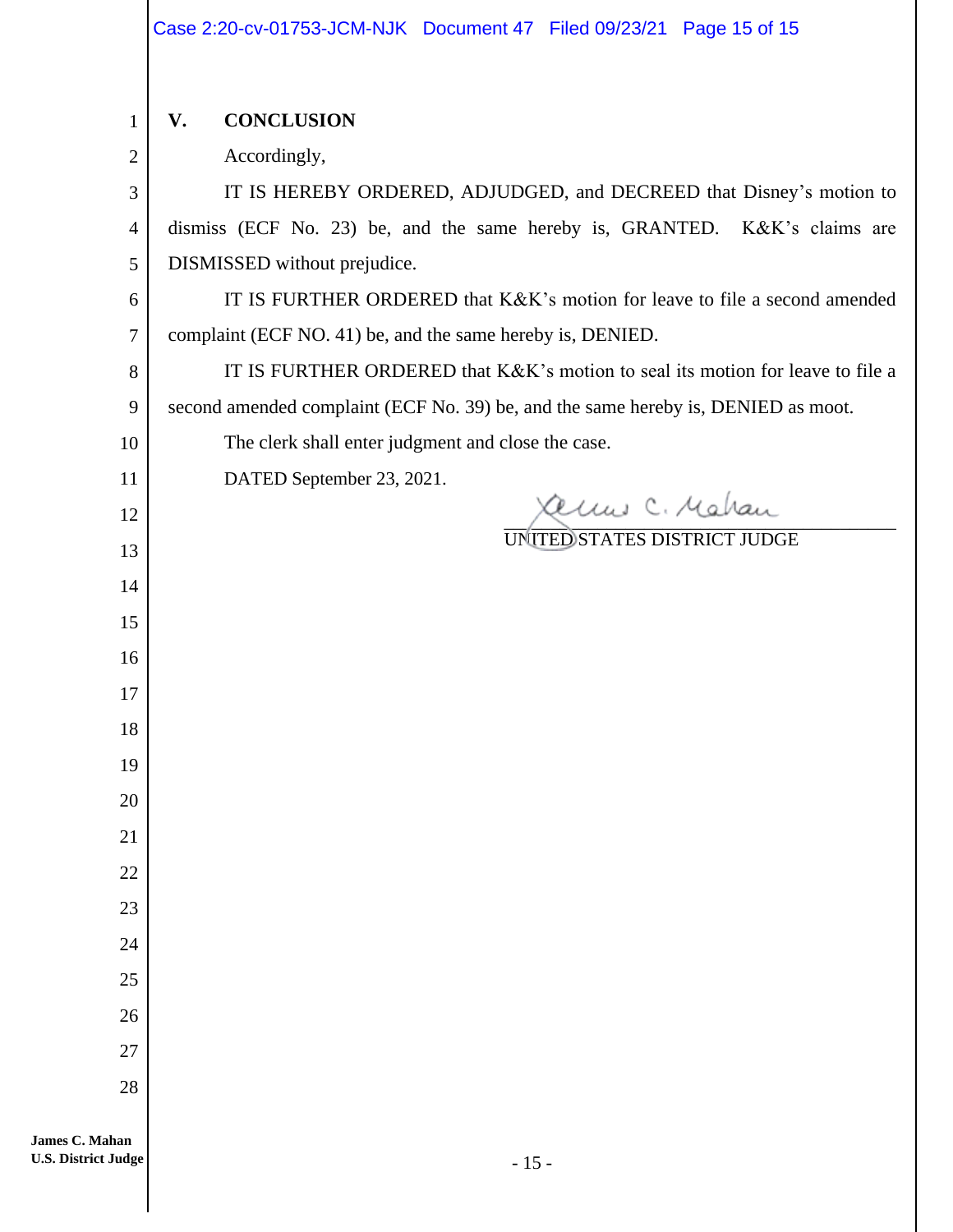## V. CONCLUSION

Accordingly,

IT IS HEREBY ORDERED, ADJUDGED, and DECREED that Disney's motion to dismiss (ECF No. 23) be, and the same hereby is, GRANTED. K&K's claims are DISMISSED without prejudice.

IT IS FURTHER ORDERED that K&K's motion for leave to file a second amended complaint (ECF NO. 41) be, and the same hereby is, DENIED.

IT IS FURTHER ORDERED that K&K's motion to seal its motion for leave to file a second amended complaint (ECF No. 39) be, and the same hereby is, DENIED as moot.

The clerk shall enter judgment and close the case.

DATED September 23, 2021.

James C. Mahan

UNITED STATES DISTRICT JUDGE